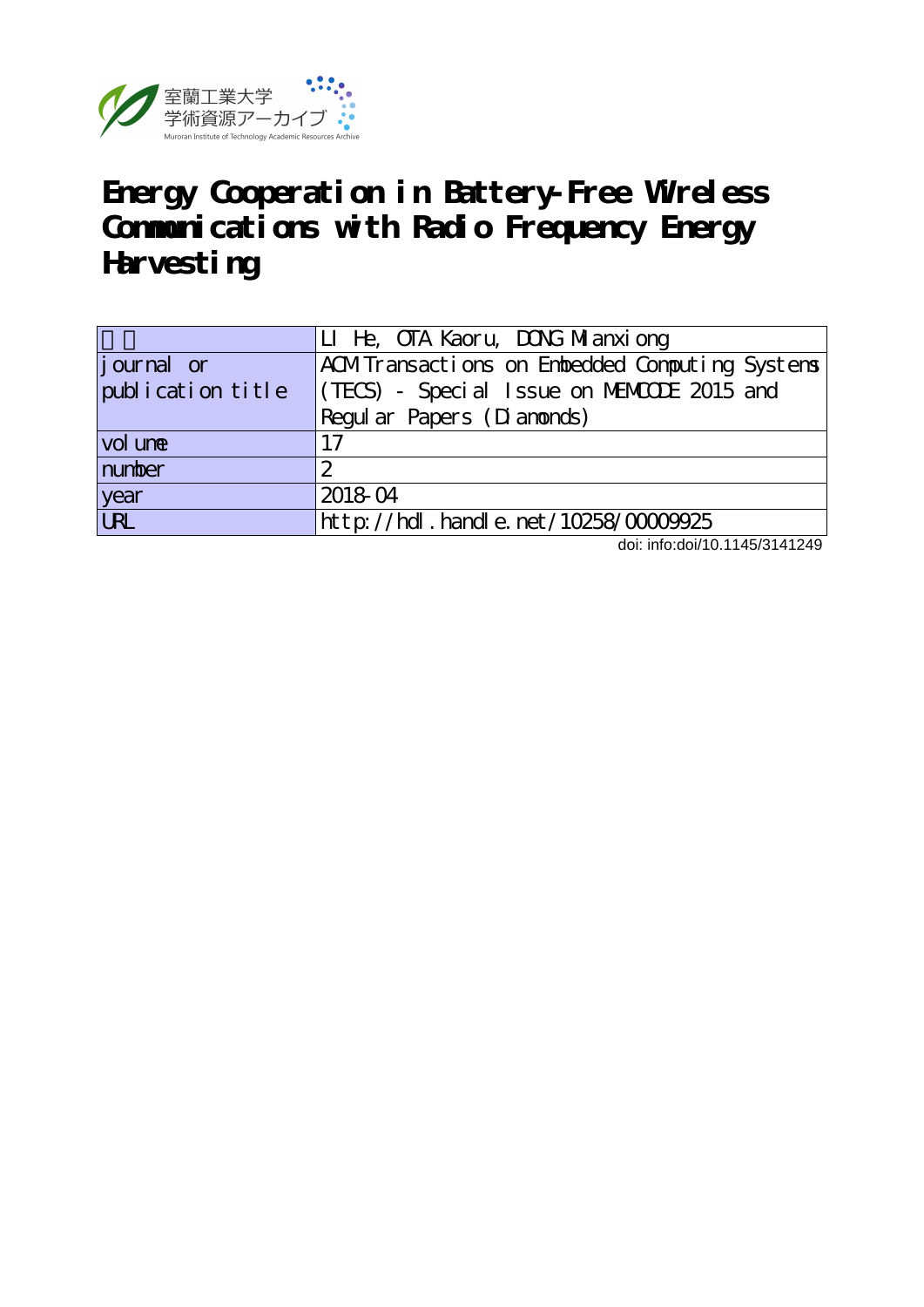室蘭工業大学
学術資源アーカイブ
Muroran Institute of Technology Academic Resources Archive

# Energy Cooperation in Battery-Free Wireless Communications with Radio Frequency Energy Harvesting

| | |
|---|---|
| 著者 | LI He, OTA Kaoru, DONG Mianxiong |
| journal or publication title | ACM Transactions on Embedded Computing Systems (TECS) - Special Issue on MEMCODE 2015 and Regular Papers (Diamonds) |
| volume | 17 |
| number | 2 |
| year | 2018-04 |
| URL | http://hdl.handle.net/10258/00009925 |

doi: info:doi/10.1145/3141249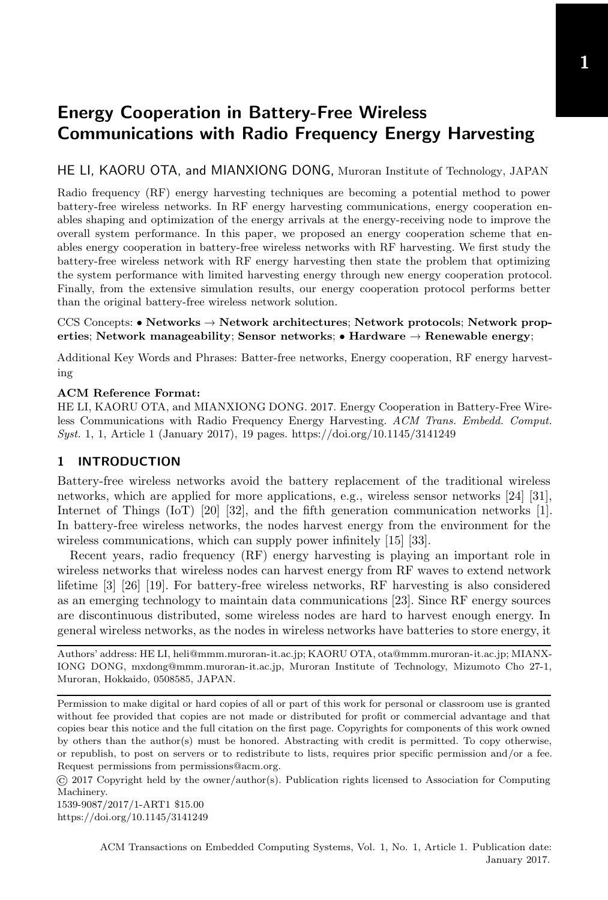# Energy Cooperation in Battery-Free Wireless Communications with Radio Frequency Energy Harvesting

HE LI, KAORU OTA, and MIANXIONG DONG, Muroran Institute of Technology, JAPAN

Radio frequency (RF) energy harvesting techniques are becoming a potential method to power battery-free wireless networks. In RF energy harvesting communications, energy cooperation enables shaping and optimization of the energy arrivals at the energy-receiving node to improve the overall system performance. In this paper, we proposed an energy cooperation scheme that enables energy cooperation in battery-free wireless networks with RF harvesting. We first study the battery-free wireless network with RF energy harvesting then state the problem that optimizing the system performance with limited harvesting energy through new energy cooperation protocol. Finally, from the extensive simulation results, our energy cooperation protocol performs better than the original battery-free wireless network solution.

CCS Concepts: • **Networks** → **Network architectures**; **Network protocols**; **Network properties**; **Network manageability**; **Sensor networks**; • **Hardware** → **Renewable energy**;

Additional Key Words and Phrases: Batter-free networks, Energy cooperation, RF energy harvesting

**ACM Reference Format:**
HE LI, KAORU OTA, and MIANXIONG DONG. 2017. Energy Cooperation in Battery-Free Wireless Communications with Radio Frequency Energy Harvesting. *ACM Trans. Embedd. Comput. Syst.* 1, 1, Article 1 (January 2017), 19 pages. https://doi.org/10.1145/3141249

## 1 INTRODUCTION

Battery-free wireless networks avoid the battery replacement of the traditional wireless networks, which are applied for more applications, e.g., wireless sensor networks [24] [31], Internet of Things (IoT) [20] [32], and the fifth generation communication networks [1]. In battery-free wireless networks, the nodes harvest energy from the environment for the wireless communications, which can supply power infinitely [15] [33].

Recent years, radio frequency (RF) energy harvesting is playing an important role in wireless networks that wireless nodes can harvest energy from RF waves to extend network lifetime [3] [26] [19]. For battery-free wireless networks, RF harvesting is also considered as an emerging technology to maintain data communications [23]. Since RF energy sources are discontinuous distributed, some wireless nodes are hard to harvest enough energy. In general wireless networks, as the nodes in wireless networks have batteries to store energy, it

Authors' address: HE LI, heli@mmm.muroran-it.ac.jp; KAORU OTA, ota@mmm.muroran-it.ac.jp; MIANXIONG DONG, mxdong@mmm.muroran-it.ac.jp, Muroran Institute of Technology, Mizumoto Cho 27-1, Muroran, Hokkaido, 0508585, JAPAN.

Permission to make digital or hard copies of all or part of this work for personal or classroom use is granted without fee provided that copies are not made or distributed for profit or commercial advantage and that copies bear this notice and the full citation on the first page. Copyrights for components of this work owned by others than the author(s) must be honored. Abstracting with credit is permitted. To copy otherwise, or republish, to post on servers or to redistribute to lists, requires prior specific permission and/or a fee. Request permissions from permissions@acm.org.

© 2017 Copyright held by the owner/author(s). Publication rights licensed to Association for Computing Machinery.
1539-9087/2017/1-ART1 $15.00
https://doi.org/10.1145/3141249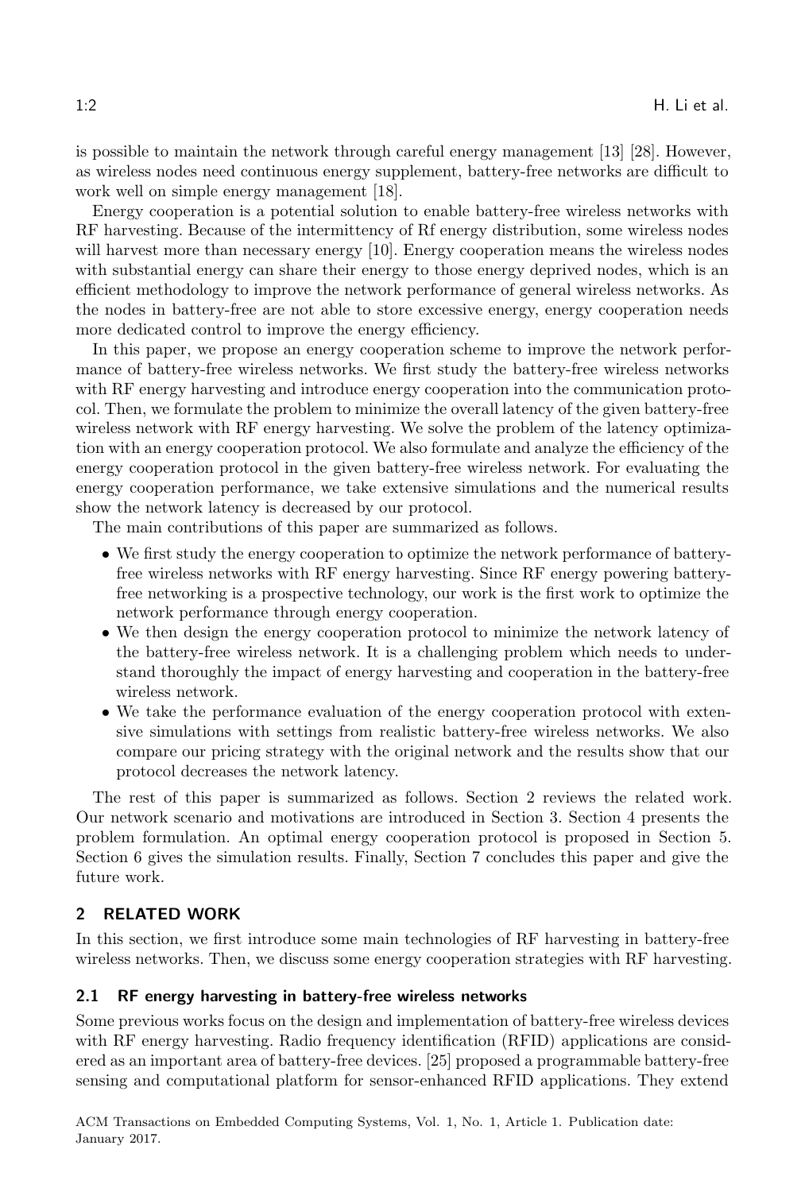is possible to maintain the network through careful energy management [13] [28]. However, as wireless nodes need continuous energy supplement, battery-free networks are difficult to work well on simple energy management [18].

Energy cooperation is a potential solution to enable battery-free wireless networks with RF harvesting. Because of the intermittency of Rf energy distribution, some wireless nodes will harvest more than necessary energy [10]. Energy cooperation means the wireless nodes with substantial energy can share their energy to those energy deprived nodes, which is an efficient methodology to improve the network performance of general wireless networks. As the nodes in battery-free are not able to store excessive energy, energy cooperation needs more dedicated control to improve the energy efficiency.

In this paper, we propose an energy cooperation scheme to improve the network performance of battery-free wireless networks. We first study the battery-free wireless networks with RF energy harvesting and introduce energy cooperation into the communication protocol. Then, we formulate the problem to minimize the overall latency of the given battery-free wireless network with RF energy harvesting. We solve the problem of the latency optimization with an energy cooperation protocol. We also formulate and analyze the efficiency of the energy cooperation protocol in the given battery-free wireless network. For evaluating the energy cooperation performance, we take extensive simulations and the numerical results show the network latency is decreased by our protocol.

The main contributions of this paper are summarized as follows.

- We first study the energy cooperation to optimize the network performance of battery-free wireless networks with RF energy harvesting. Since RF energy powering battery-free networking is a prospective technology, our work is the first work to optimize the network performance through energy cooperation.
- We then design the energy cooperation protocol to minimize the network latency of the battery-free wireless network. It is a challenging problem which needs to understand thoroughly the impact of energy harvesting and cooperation in the battery-free wireless network.
- We take the performance evaluation of the energy cooperation protocol with extensive simulations with settings from realistic battery-free wireless networks. We also compare our pricing strategy with the original network and the results show that our protocol decreases the network latency.

The rest of this paper is summarized as follows. Section 2 reviews the related work. Our network scenario and motivations are introduced in Section 3. Section 4 presents the problem formulation. An optimal energy cooperation protocol is proposed in Section 5. Section 6 gives the simulation results. Finally, Section 7 concludes this paper and give the future work.

## 2 RELATED WORK

In this section, we first introduce some main technologies of RF harvesting in battery-free wireless networks. Then, we discuss some energy cooperation strategies with RF harvesting.

### 2.1 RF energy harvesting in battery-free wireless networks

Some previous works focus on the design and implementation of battery-free wireless devices with RF energy harvesting. Radio frequency identification (RFID) applications are considered as an important area of battery-free devices. [25] proposed a programmable battery-free sensing and computational platform for sensor-enhanced RFID applications. They extend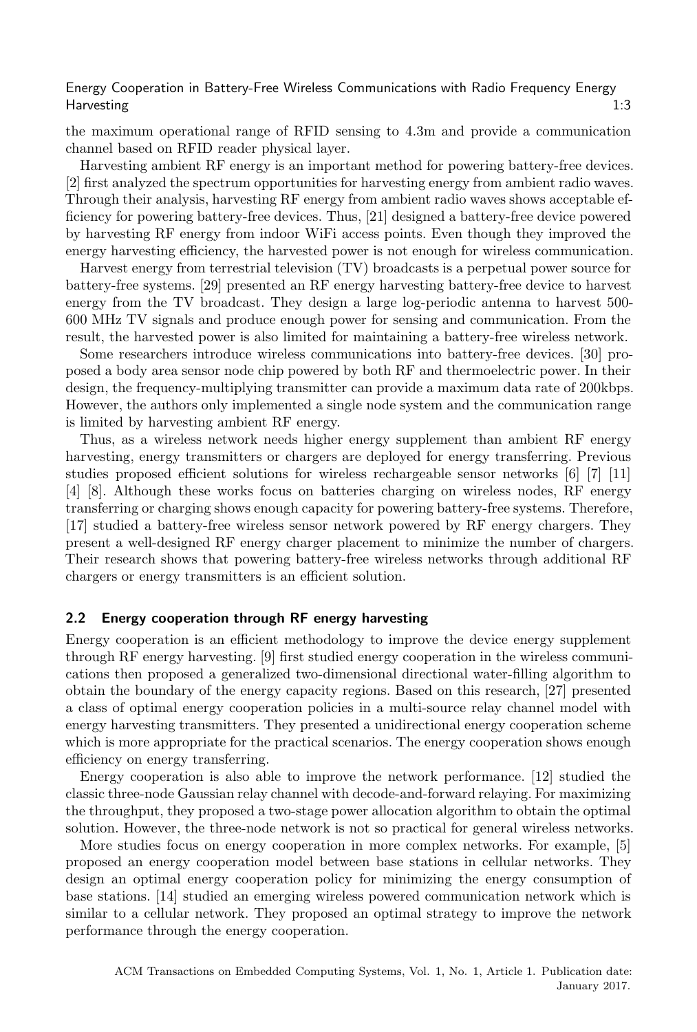the maximum operational range of RFID sensing to 4.3m and provide a communication channel based on RFID reader physical layer.

Harvesting ambient RF energy is an important method for powering battery-free devices. [2] first analyzed the spectrum opportunities for harvesting energy from ambient radio waves. Through their analysis, harvesting RF energy from ambient radio waves shows acceptable efficiency for powering battery-free devices. Thus, [21] designed a battery-free device powered by harvesting RF energy from indoor WiFi access points. Even though they improved the energy harvesting efficiency, the harvested power is not enough for wireless communication.

Harvest energy from terrestrial television (TV) broadcasts is a perpetual power source for battery-free systems. [29] presented an RF energy harvesting battery-free device to harvest energy from the TV broadcast. They design a large log-periodic antenna to harvest 500-600 MHz TV signals and produce enough power for sensing and communication. From the result, the harvested power is also limited for maintaining a battery-free wireless network.

Some researchers introduce wireless communications into battery-free devices. [30] proposed a body area sensor node chip powered by both RF and thermoelectric power. In their design, the frequency-multiplying transmitter can provide a maximum data rate of 200kbps. However, the authors only implemented a single node system and the communication range is limited by harvesting ambient RF energy.

Thus, as a wireless network needs higher energy supplement than ambient RF energy harvesting, energy transmitters or chargers are deployed for energy transferring. Previous studies proposed efficient solutions for wireless rechargeable sensor networks [6] [7] [11] [4] [8]. Although these works focus on batteries charging on wireless nodes, RF energy transferring or charging shows enough capacity for powering battery-free systems. Therefore, [17] studied a battery-free wireless sensor network powered by RF energy chargers. They present a well-designed RF energy charger placement to minimize the number of chargers. Their research shows that powering battery-free wireless networks through additional RF chargers or energy transmitters is an efficient solution.

### 2.2 Energy cooperation through RF energy harvesting

Energy cooperation is an efficient methodology to improve the device energy supplement through RF energy harvesting. [9] first studied energy cooperation in the wireless communications then proposed a generalized two-dimensional directional water-filling algorithm to obtain the boundary of the energy capacity regions. Based on this research, [27] presented a class of optimal energy cooperation policies in a multi-source relay channel model with energy harvesting transmitters. They presented a unidirectional energy cooperation scheme which is more appropriate for the practical scenarios. The energy cooperation shows enough efficiency on energy transferring.

Energy cooperation is also able to improve the network performance. [12] studied the classic three-node Gaussian relay channel with decode-and-forward relaying. For maximizing the throughput, they proposed a two-stage power allocation algorithm to obtain the optimal solution. However, the three-node network is not so practical for general wireless networks.

More studies focus on energy cooperation in more complex networks. For example, [5] proposed an energy cooperation model between base stations in cellular networks. They design an optimal energy cooperation policy for minimizing the energy consumption of base stations. [14] studied an emerging wireless powered communication network which is similar to a cellular network. They proposed an optimal strategy to improve the network performance through the energy cooperation.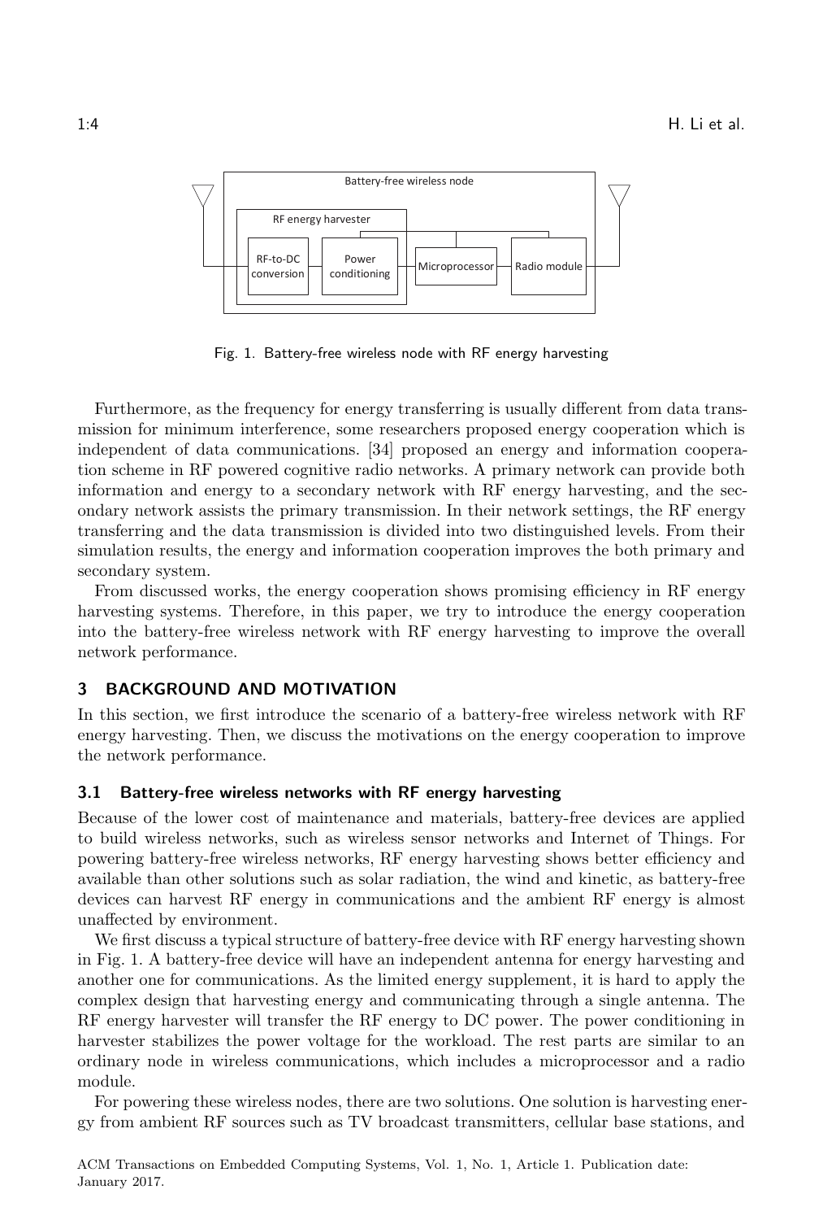Fig. 1. Battery-free wireless node with RF energy harvesting

Furthermore, as the frequency for energy transferring is usually different from data transmission for minimum interference, some researchers proposed energy cooperation which is independent of data communications. [34] proposed an energy and information cooperation scheme in RF powered cognitive radio networks. A primary network can provide both information and energy to a secondary network with RF energy harvesting, and the secondary network assists the primary transmission. In their network settings, the RF energy transferring and the data transmission is divided into two distinguished levels. From their simulation results, the energy and information cooperation improves the both primary and secondary system.

From discussed works, the energy cooperation shows promising efficiency in RF energy harvesting systems. Therefore, in this paper, we try to introduce the energy cooperation into the battery-free wireless network with RF energy harvesting to improve the overall network performance.

## 3 BACKGROUND AND MOTIVATION

In this section, we first introduce the scenario of a battery-free wireless network with RF energy harvesting. Then, we discuss the motivations on the energy cooperation to improve the network performance.

### 3.1 Battery-free wireless networks with RF energy harvesting

Because of the lower cost of maintenance and materials, battery-free devices are applied to build wireless networks, such as wireless sensor networks and Internet of Things. For powering battery-free wireless networks, RF energy harvesting shows better efficiency and available than other solutions such as solar radiation, the wind and kinetic, as battery-free devices can harvest RF energy in communications and the ambient RF energy is almost unaffected by environment.

We first discuss a typical structure of battery-free device with RF energy harvesting shown in Fig. 1. A battery-free device will have an independent antenna for energy harvesting and another one for communications. As the limited energy supplement, it is hard to apply the complex design that harvesting energy and communicating through a single antenna. The RF energy harvester will transfer the RF energy to DC power. The power conditioning in harvester stabilizes the power voltage for the workload. The rest parts are similar to an ordinary node in wireless communications, which includes a microprocessor and a radio module.

For powering these wireless nodes, there are two solutions. One solution is harvesting energy from ambient RF sources such as TV broadcast transmitters, cellular base stations, and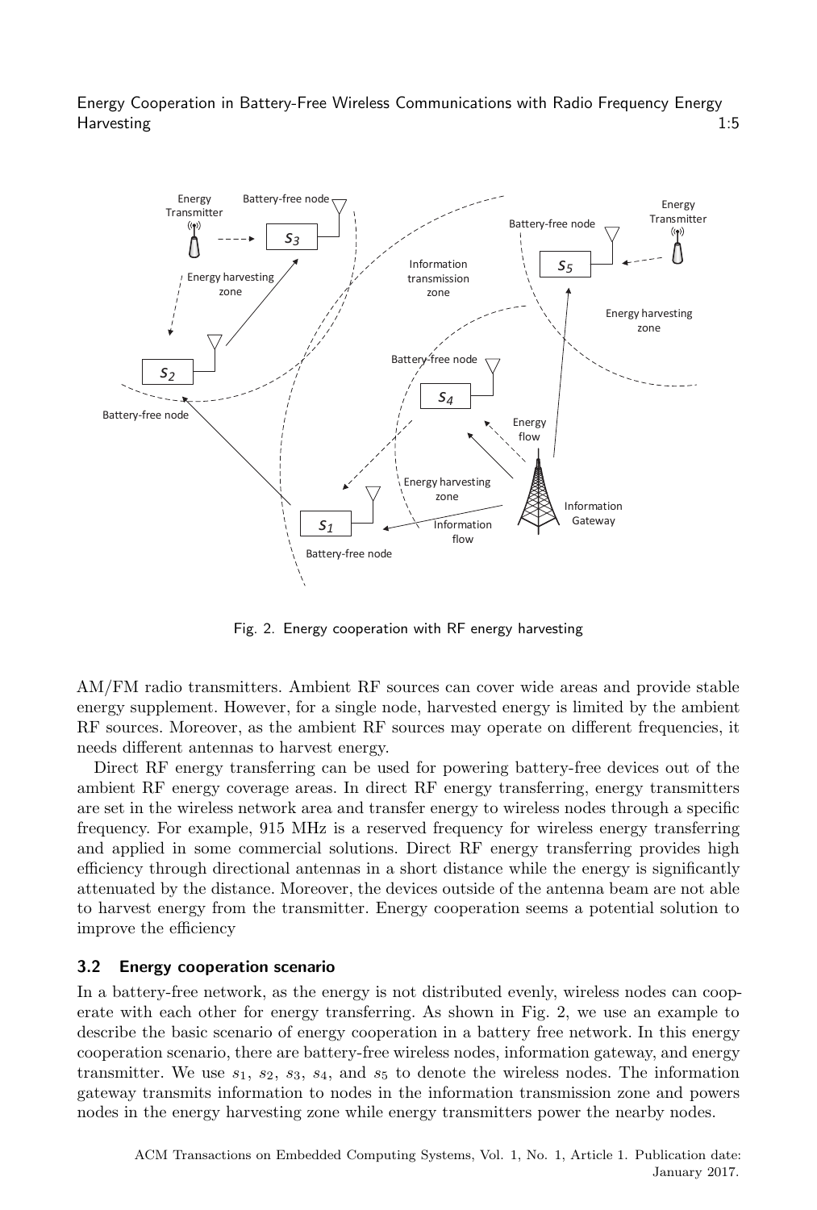Fig. 2. Energy cooperation with RF energy harvesting

AM/FM radio transmitters. Ambient RF sources can cover wide areas and provide stable energy supplement. However, for a single node, harvested energy is limited by the ambient RF sources. Moreover, as the ambient RF sources may operate on different frequencies, it needs different antennas to harvest energy.

Direct RF energy transferring can be used for powering battery-free devices out of the ambient RF energy coverage areas. In direct RF energy transferring, energy transmitters are set in the wireless network area and transfer energy to wireless nodes through a specific frequency. For example, 915 MHz is a reserved frequency for wireless energy transferring and applied in some commercial solutions. Direct RF energy transferring provides high efficiency through directional antennas in a short distance while the energy is significantly attenuated by the distance. Moreover, the devices outside of the antenna beam are not able to harvest energy from the transmitter. Energy cooperation seems a potential solution to improve the efficiency

### 3.2 Energy cooperation scenario

In a battery-free network, as the energy is not distributed evenly, wireless nodes can cooperate with each other for energy transferring. As shown in Fig. 2, we use an example to describe the basic scenario of energy cooperation in a battery free network. In this energy cooperation scenario, there are battery-free wireless nodes, information gateway, and energy transmitter. We use $s_1$, $s_2$, $s_3$, $s_4$, and $s_5$ to denote the wireless nodes. The information gateway transmits information to nodes in the information transmission zone and powers nodes in the energy harvesting zone while energy transmitters power the nearby nodes.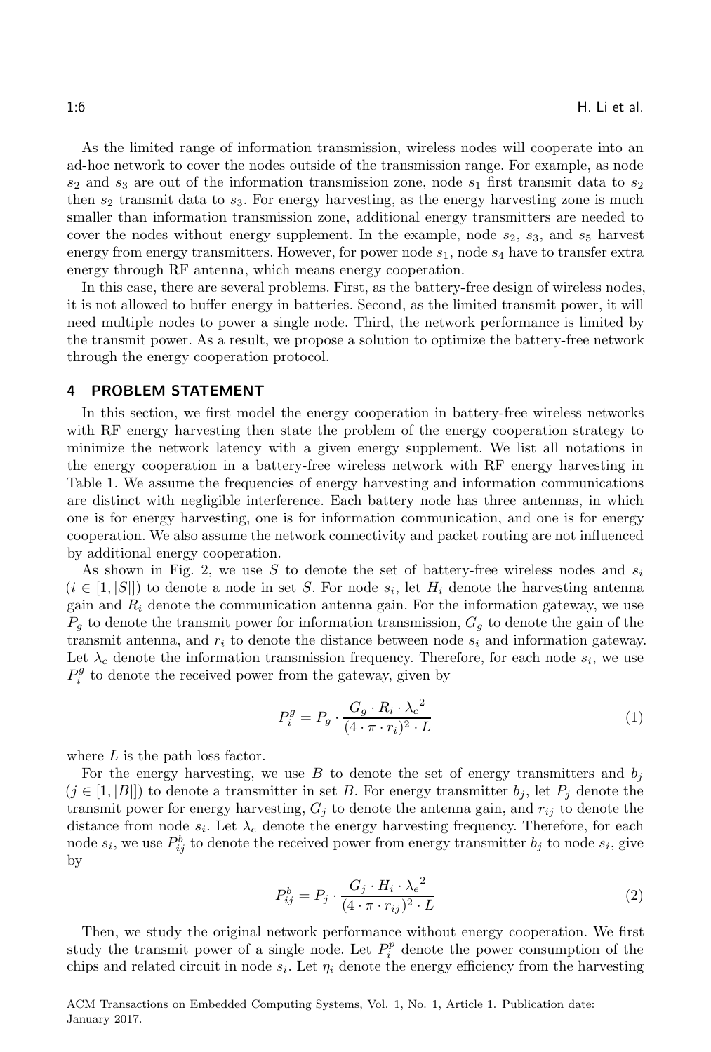As the limited range of information transmission, wireless nodes will cooperate into an ad-hoc network to cover the nodes outside of the transmission range. For example, as node $s_2$ and $s_3$ are out of the information transmission zone, node $s_1$ first transmit data to $s_2$ then $s_2$ transmit data to $s_3$. For energy harvesting, as the energy harvesting zone is much smaller than information transmission zone, additional energy transmitters are needed to cover the nodes without energy supplement. In the example, node $s_2$, $s_3$, and $s_5$ harvest energy from energy transmitters. However, for power node $s_1$, node $s_4$ have to transfer extra energy through RF antenna, which means energy cooperation.

In this case, there are several problems. First, as the battery-free design of wireless nodes, it is not allowed to buffer energy in batteries. Second, as the limited transmit power, it will need multiple nodes to power a single node. Third, the network performance is limited by the transmit power. As a result, we propose a solution to optimize the battery-free network through the energy cooperation protocol.

## 4 PROBLEM STATEMENT

In this section, we first model the energy cooperation in battery-free wireless networks with RF energy harvesting then state the problem of the energy cooperation strategy to minimize the network latency with a given energy supplement. We list all notations in the energy cooperation in a battery-free wireless network with RF energy harvesting in Table 1. We assume the frequencies of energy harvesting and information communications are distinct with negligible interference. Each battery node has three antennas, in which one is for energy harvesting, one is for information communication, and one is for energy cooperation. We also assume the network connectivity and packet routing are not influenced by additional energy cooperation.

As shown in Fig. 2, we use $S$ to denote the set of battery-free wireless nodes and $s_i$ ($i \in [1, |S|]$) to denote a node in set $S$. For node $s_i$, let $H_i$ denote the harvesting antenna gain and $R_i$ denote the communication antenna gain. For the information gateway, we use $P_g$ to denote the transmit power for information transmission, $G_g$ to denote the gain of the transmit antenna, and $r_i$ to denote the distance between node $s_i$ and information gateway. Let $\lambda_c$ denote the information transmission frequency. Therefore, for each node $s_i$, we use $P_i^g$ to denote the received power from the gateway, given by

$$P_i^g = P_g \cdot \frac{G_g \cdot R_i \cdot {\lambda_c}^2}{(4 \cdot \pi \cdot r_i)^2 \cdot L} \tag{1}$$

where $L$ is the path loss factor.

For the energy harvesting, we use $B$ to denote the set of energy transmitters and $b_j$ ($j \in [1, |B|]$) to denote a transmitter in set $B$. For energy transmitter $b_j$, let $P_j$ denote the transmit power for energy harvesting, $G_j$ to denote the antenna gain, and $r_{ij}$ to denote the distance from node $s_i$. Let $\lambda_e$ denote the energy harvesting frequency. Therefore, for each node $s_i$, we use $P_{ij}^b$ to denote the received power from energy transmitter $b_j$ to node $s_i$, give by

$$P_{ij}^b = P_j \cdot \frac{G_j \cdot H_i \cdot {\lambda_e}^2}{(4 \cdot \pi \cdot r_{ij})^2 \cdot L} \tag{2}$$

Then, we study the original network performance without energy cooperation. We first study the transmit power of a single node. Let $P_i^p$ denote the power consumption of the chips and related circuit in node $s_i$. Let $\eta_i$ denote the energy efficiency from the harvesting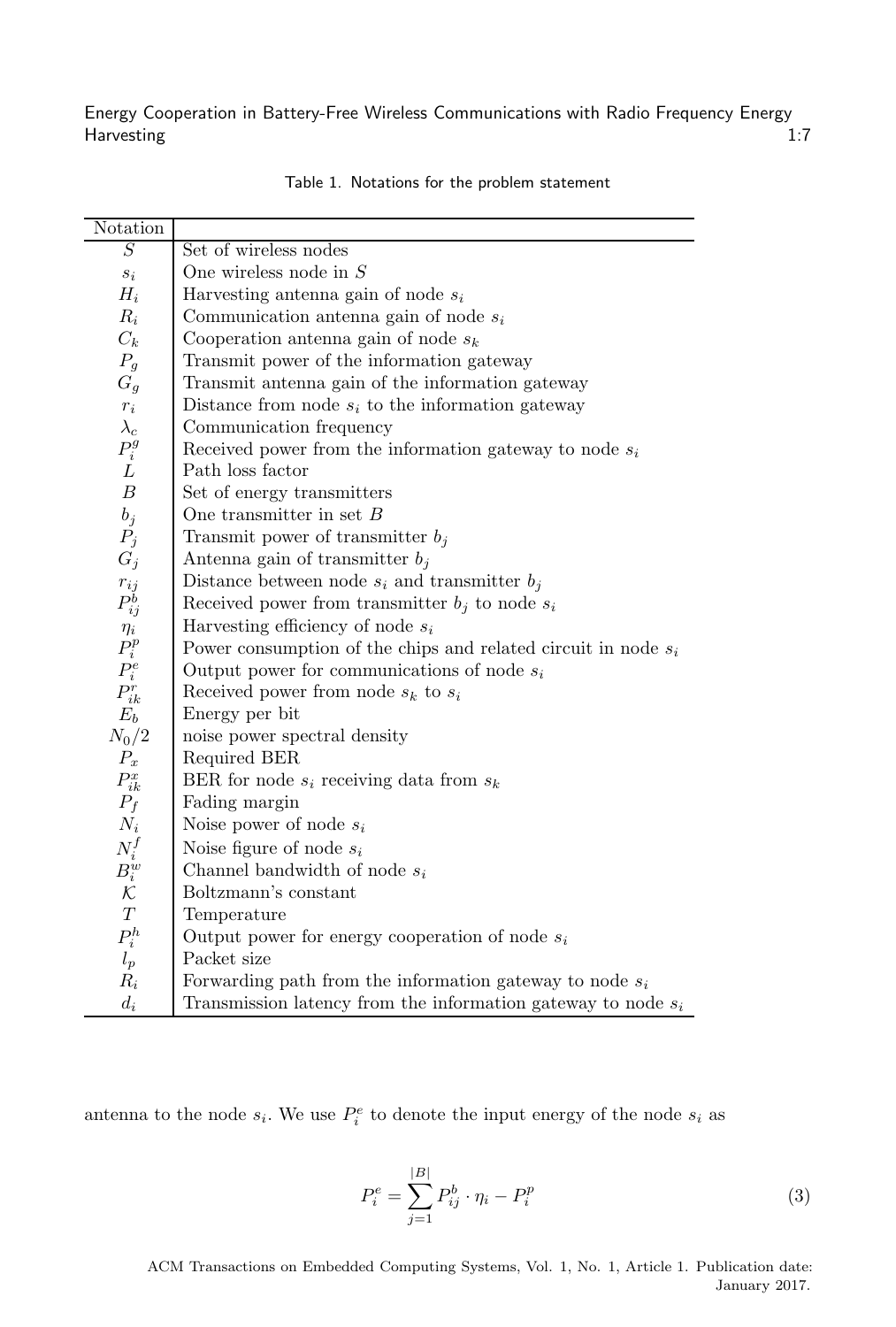Table 1. Notations for the problem statement

| Notation | |
|---|---|
| $S$ | Set of wireless nodes |
| $s_i$ | One wireless node in $S$ |
| $H_i$ | Harvesting antenna gain of node $s_i$ |
| $R_i$ | Communication antenna gain of node $s_i$ |
| $C_k$ | Cooperation antenna gain of node $s_k$ |
| $P_g$ | Transmit power of the information gateway |
| $G_g$ | Transmit antenna gain of the information gateway |
| $r_i$ | Distance from node $s_i$ to the information gateway |
| $\lambda_c$ | Communication frequency |
| $P_i^g$ | Received power from the information gateway to node $s_i$ |
| $L$ | Path loss factor |
| $B$ | Set of energy transmitters |
| $b_j$ | One transmitter in set $B$ |
| $P_j$ | Transmit power of transmitter $b_j$ |
| $G_j$ | Antenna gain of transmitter $b_j$ |
| $r_{ij}$ | Distance between node $s_i$ and transmitter $b_j$ |
| $P_{ij}^b$ | Received power from transmitter $b_j$ to node $s_i$ |
| $\eta_i$ | Harvesting efficiency of node $s_i$ |
| $P_i^p$ | Power consumption of the chips and related circuit in node $s_i$ |
| $P_i^e$ | Output power for communications of node $s_i$ |
| $P_{ik}^r$ | Received power from node $s_k$ to $s_i$ |
| $E_b$ | Energy per bit |
| $N_0/2$ | noise power spectral density |
| $P_x$ | Required BER |
| $P_{ik}^x$ | BER for node $s_i$ receiving data from $s_k$ |
| $P_f$ | Fading margin |
| $N_i$ | Noise power of node $s_i$ |
| $N_i^f$ | Noise figure of node $s_i$ |
| $B_i^w$ | Channel bandwidth of node $s_i$ |
| $\mathcal{K}$ | Boltzmann's constant |
| $T$ | Temperature |
| $P_i^h$ | Output power for energy cooperation of node $s_i$ |
| $l_p$ | Packet size |
| $R_i$ | Forwarding path from the information gateway to node $s_i$ |
| $d_i$ | Transmission latency from the information gateway to node $s_i$ |

antenna to the node $s_i$. We use $P_i^e$ to denote the input energy of the node $s_i$ as

$$P_i^e = \sum_{j=1}^{|B|} P_{ij}^b \cdot \eta_i - P_i^p \tag{3}$$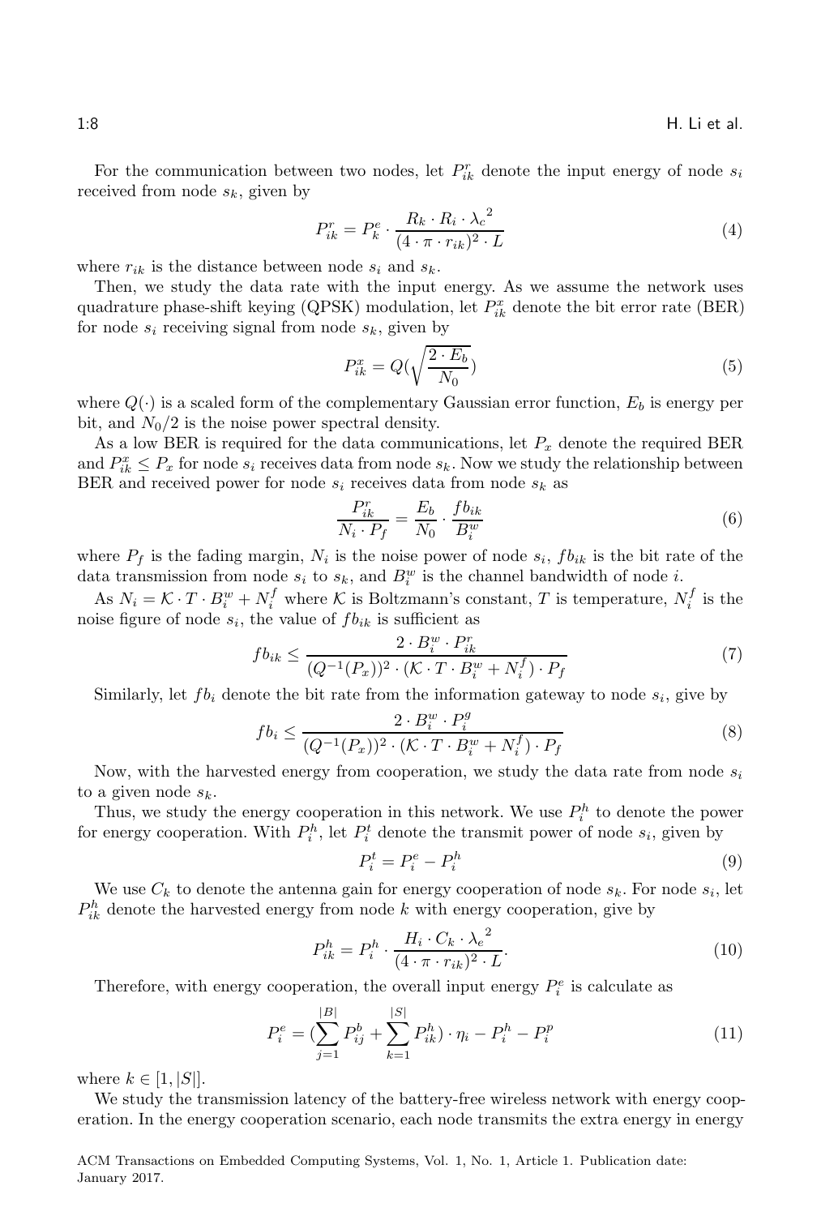For the communication between two nodes, let $P_{ik}^r$ denote the input energy of node $s_i$ received from node $s_k$, given by

$$P_{ik}^r = P_k^e \cdot \frac{R_k \cdot R_i \cdot {\lambda_c}^2}{(4 \cdot \pi \cdot r_{ik})^2 \cdot L} \tag{4}$$

where $r_{ik}$ is the distance between node $s_i$ and $s_k$.

Then, we study the data rate with the input energy. As we assume the network uses quadrature phase-shift keying (QPSK) modulation, let $P_{ik}^x$ denote the bit error rate (BER) for node $s_i$ receiving signal from node $s_k$, given by

$$P_{ik}^x = Q(\sqrt{\frac{2 \cdot E_b}{N_0}}) \tag{5}$$

where $Q(\cdot)$ is a scaled form of the complementary Gaussian error function, $E_b$ is energy per bit, and $N_0/2$ is the noise power spectral density.

As a low BER is required for the data communications, let $P_x$ denote the required BER and $P_{ik}^x \leq P_x$ for node $s_i$ receives data from node $s_k$. Now we study the relationship between BER and received power for node $s_i$ receives data from node $s_k$ as

$$\frac{P_{ik}^r}{N_i \cdot P_f} = \frac{E_b}{N_0} \cdot \frac{fb_{ik}}{B_i^w} \tag{6}$$

where $P_f$ is the fading margin, $N_i$ is the noise power of node $s_i$, $fb_{ik}$ is the bit rate of the data transmission from node $s_i$ to $s_k$, and $B_i^w$ is the channel bandwidth of node $i$.

As $N_i = \mathcal{K} \cdot T \cdot B_i^w + N_i^f$ where $\mathcal{K}$ is Boltzmann's constant, $T$ is temperature, $N_i^f$ is the noise figure of node $s_i$, the value of $fb_{ik}$ is sufficient as

$$fb_{ik} \leq \frac{2 \cdot B_i^w \cdot P_{ik}^r}{(Q^{-1}(P_x))^2 \cdot (\mathcal{K} \cdot T \cdot B_i^w + N_i^f) \cdot P_f} \tag{7}$$

Similarly, let $fb_i$ denote the bit rate from the information gateway to node $s_i$, give by

$$fb_i \leq \frac{2 \cdot B_i^w \cdot P_i^g}{(Q^{-1}(P_x))^2 \cdot (\mathcal{K} \cdot T \cdot B_i^w + N_i^f) \cdot P_f} \tag{8}$$

Now, with the harvested energy from cooperation, we study the data rate from node $s_i$ to a given node $s_k$.

Thus, we study the energy cooperation in this network. We use $P_i^h$ to denote the power for energy cooperation. With $P_i^h$, let $P_i^t$ denote the transmit power of node $s_i$, given by

$$P_i^t = P_i^e - P_i^h \tag{9}$$

We use $C_k$ to denote the antenna gain for energy cooperation of node $s_k$. For node $s_i$, let $P_{ik}^h$ denote the harvested energy from node $k$ with energy cooperation, give by

$$P_{ik}^h = P_i^h \cdot \frac{H_i \cdot C_k \cdot {\lambda_e}^2}{(4 \cdot \pi \cdot r_{ik})^2 \cdot L}. \tag{10}$$

Therefore, with energy cooperation, the overall input energy $P_i^e$ is calculate as

$$P_i^e = (\sum_{j=1}^{|B|} P_{ij}^b + \sum_{k=1}^{|S|} P_{ik}^h) \cdot \eta_i - P_i^h - P_i^p \tag{11}$$

where $k \in [1, |S|]$.

We study the transmission latency of the battery-free wireless network with energy cooperation. In the energy cooperation scenario, each node transmits the extra energy in energy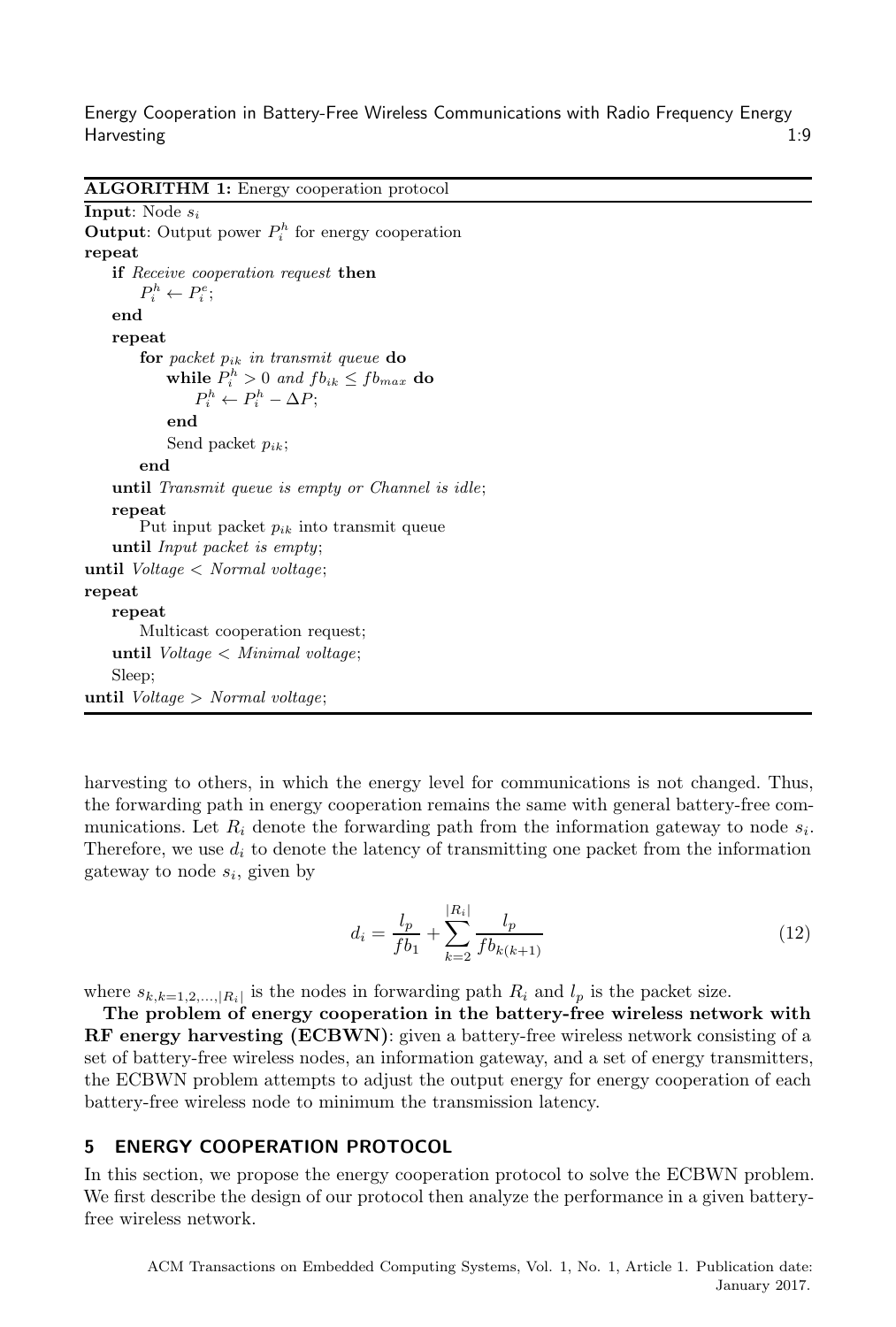**ALGORITHM 1:** Energy cooperation protocol

```
Input: Node s_i
Output: Output power P_i^h for energy cooperation
repeat
    if Receive cooperation request then
        P_i^h ← P_i^e;
    end
    repeat
        for packet p_ik in transmit queue do
            while P_i^h > 0 and fb_ik ≤ fb_max do
                P_i^h ← P_i^h − ΔP;
            end
            Send packet p_ik;
        end
    until Transmit queue is empty or Channel is idle;
    repeat
        Put input packet p_ik into transmit queue
    until Input packet is empty;
until Voltage < Normal voltage;
repeat
    repeat
        Multicast cooperation request;
    until Voltage < Minimal voltage;
    Sleep;
until Voltage > Normal voltage;
```

harvesting to others, in which the energy level for communications is not changed. Thus, the forwarding path in energy cooperation remains the same with general battery-free communications. Let $R_i$ denote the forwarding path from the information gateway to node $s_i$. Therefore, we use $d_i$ to denote the latency of transmitting one packet from the information gateway to node $s_i$, given by

$$d_i = \frac{l_p}{fb_1} + \sum_{k=2}^{|R_i|} \frac{l_p}{fb_{k(k+1)}} \tag{12}$$

where $s_{k,k=1,2,\ldots,|R_i|}$ is the nodes in forwarding path $R_i$ and $l_p$ is the packet size.

**The problem of energy cooperation in the battery-free wireless network with RF energy harvesting (ECBWN)**: given a battery-free wireless network consisting of a set of battery-free wireless nodes, an information gateway, and a set of energy transmitters, the ECBWN problem attempts to adjust the output energy for energy cooperation of each battery-free wireless node to minimum the transmission latency.

## 5 ENERGY COOPERATION PROTOCOL

In this section, we propose the energy cooperation protocol to solve the ECBWN problem. We first describe the design of our protocol then analyze the performance in a given battery-free wireless network.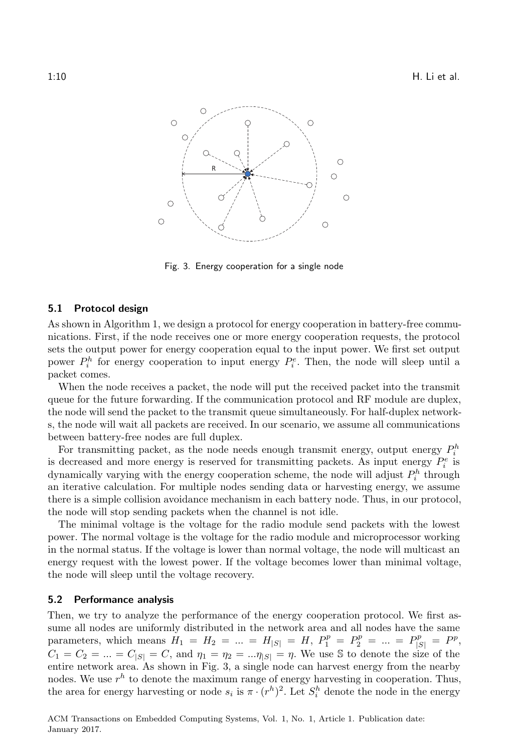Fig. 3. Energy cooperation for a single node

### 5.1 Protocol design

As shown in Algorithm 1, we design a protocol for energy cooperation in battery-free communications. First, if the node receives one or more energy cooperation requests, the protocol sets the output power for energy cooperation equal to the input power. We first set output power $P_i^h$ for energy cooperation to input energy $P_i^e$. Then, the node will sleep until a packet comes.

When the node receives a packet, the node will put the received packet into the transmit queue for the future forwarding. If the communication protocol and RF module are duplex, the node will send the packet to the transmit queue simultaneously. For half-duplex networks, the node will wait all packets are received. In our scenario, we assume all communications between battery-free nodes are full duplex.

For transmitting packet, as the node needs enough transmit energy, output energy $P_i^h$ is decreased and more energy is reserved for transmitting packets. As input energy $P_i^e$ is dynamically varying with the energy cooperation scheme, the node will adjust $P_i^h$ through an iterative calculation. For multiple nodes sending data or harvesting energy, we assume there is a simple collision avoidance mechanism in each battery node. Thus, in our protocol, the node will stop sending packets when the channel is not idle.

The minimal voltage is the voltage for the radio module send packets with the lowest power. The normal voltage is the voltage for the radio module and microprocessor working in the normal status. If the voltage is lower than normal voltage, the node will multicast an energy request with the lowest power. If the voltage becomes lower than minimal voltage, the node will sleep until the voltage recovery.

### 5.2 Performance analysis

Then, we try to analyze the performance of the energy cooperation protocol. We first assume all nodes are uniformly distributed in the network area and all nodes have the same parameters, which means $H_1 = H_2 = ... = H_{|S|} = H$, $P_1^p = P_2^p = ... = P_{|S|}^p = P^p$, $C_1 = C_2 = ... = C_{|S|} = C$, and $\eta_1 = \eta_2 = ...\eta_{|S|} = \eta$. We use $\mathbb{S}$ to denote the size of the entire network area. As shown in Fig. 3, a single node can harvest energy from the nearby nodes. We use $r^h$ to denote the maximum range of energy harvesting in cooperation. Thus, the area for energy harvesting or node $s_i$ is $\pi \cdot (r^h)^2$. Let $S_i^h$ denote the node in the energy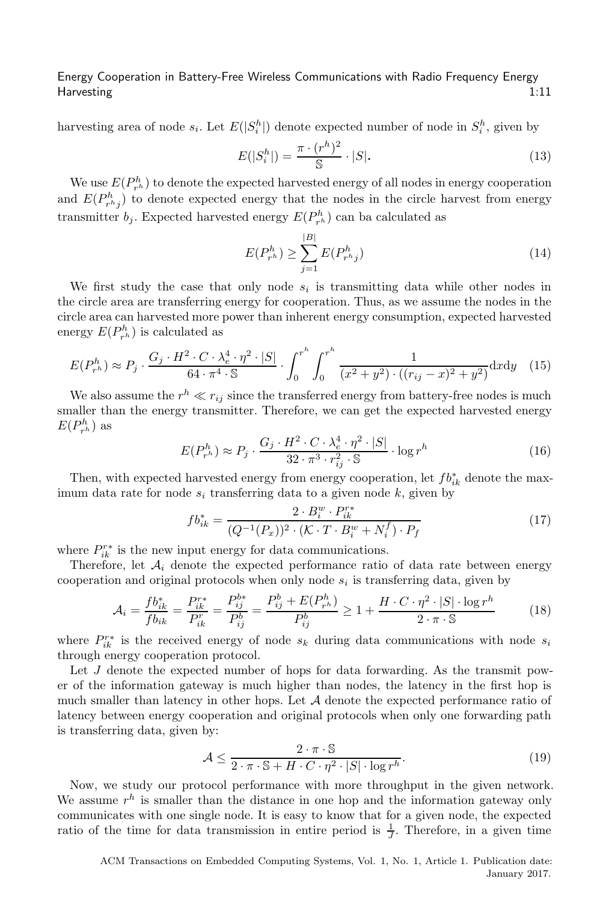harvesting area of node $s_i$. Let $E(|S_i^h|)$ denote expected number of node in $S_i^h$, given by

$$E(|S_i^h|) = \frac{\pi \cdot (r^h)^2}{\mathbb{S}} \cdot |S|. \tag{13}$$

We use $E(P_{r^h}^h)$ to denote the expected harvested energy of all nodes in energy cooperation and $E(P_{r^h j}^h)$ to denote expected energy that the nodes in the circle harvest from energy transmitter $b_j$. Expected harvested energy $E(P_{r^h}^h)$ can ba calculated as

$$E(P_{r^h}^h) \geq \sum_{j=1}^{|B|} E(P_{r^h j}^h) \tag{14}$$

We first study the case that only node $s_i$ is transmitting data while other nodes in the circle area are transferring energy for cooperation. Thus, as we assume the nodes in the circle area can harvested more power than inherent energy consumption, expected harvested energy $E(P_{r^h}^h)$ is calculated as

$$E(P_{r^h}^h) \approx P_j \cdot \frac{G_j \cdot H^2 \cdot C \cdot \lambda_e^4 \cdot \eta^2 \cdot |S|}{64 \cdot \pi^4 \cdot \mathbb{S}} \cdot \int_0^{r^h} \int_0^{r^h} \frac{1}{(x^2+y^2) \cdot ((r_{ij}-x)^2+y^2)} \mathrm{d}x\mathrm{d}y \tag{15}$$

We also assume the $r^h \ll r_{ij}$ since the transferred energy from battery-free nodes is much smaller than the energy transmitter. Therefore, we can get the expected harvested energy $E(P_{r^h}^h)$ as

$$E(P_{r^h}^h) \approx P_j \cdot \frac{G_j \cdot H^2 \cdot C \cdot \lambda_e^4 \cdot \eta^2 \cdot |S|}{32 \cdot \pi^3 \cdot r_{ij}^2 \cdot \mathbb{S}} \cdot \log r^h \tag{16}$$

Then, with expected harvested energy from energy cooperation, let $fb_{ik}^*$ denote the maximum data rate for node $s_i$ transferring data to a given node $k$, given by

$$fb_{ik}^* = \frac{2 \cdot B_i^w \cdot P_{ik}^{r*}}{(Q^{-1}(P_x))^2 \cdot (\mathcal{K} \cdot T \cdot B_i^w + N_i^f) \cdot P_f} \tag{17}$$

where $P_{ik}^{r*}$ is the new input energy for data communications.

Therefore, let $\mathcal{A}_i$ denote the expected performance ratio of data rate between energy cooperation and original protocols when only node $s_i$ is transferring data, given by

$$\mathcal{A}_i = \frac{fb_{ik}^*}{fb_{ik}} = \frac{P_{ik}^{r*}}{P_{ik}^r} = \frac{P_{ij}^{b*}}{P_{ij}^b} = \frac{P_{ij}^b + E(P_{r^h}^h)}{P_{ij}^b} \geq 1 + \frac{H \cdot C \cdot \eta^2 \cdot |S| \cdot \log r^h}{2 \cdot \pi \cdot \mathbb{S}} \tag{18}$$

where $P_{ik}^{r*}$ is the received energy of node $s_k$ during data communications with node $s_i$ through energy cooperation protocol.

Let $J$ denote the expected number of hops for data forwarding. As the transmit power of the information gateway is much higher than nodes, the latency in the first hop is much smaller than latency in other hops. Let $\mathcal{A}$ denote the expected performance ratio of latency between energy cooperation and original protocols when only one forwarding path is transferring data, given by:

$$\mathcal{A} \leq \frac{2 \cdot \pi \cdot \mathbb{S}}{2 \cdot \pi \cdot \mathbb{S} + H \cdot C \cdot \eta^2 \cdot |S| \cdot \log r^h}. \tag{19}$$

Now, we study our protocol performance with more throughput in the given network. We assume $r^h$ is smaller than the distance in one hop and the information gateway only communicates with one single node. It is easy to know that for a given node, the expected ratio of the time for data transmission in entire period is $\frac{1}{J}$. Therefore, in a given time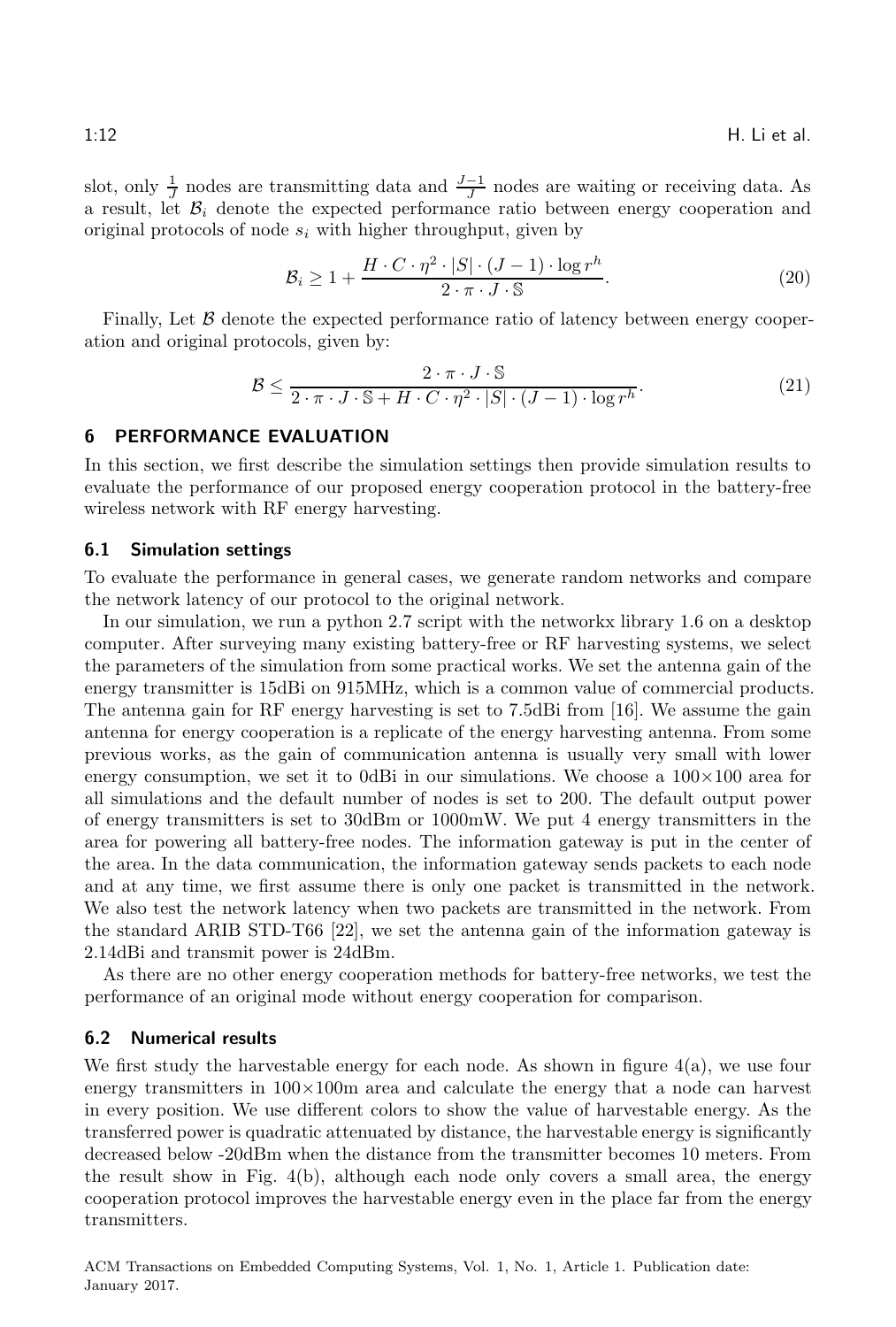slot, only $\frac{1}{J}$ nodes are transmitting data and $\frac{J-1}{J}$ nodes are waiting or receiving data. As a result, let $\mathcal{B}_i$ denote the expected performance ratio between energy cooperation and original protocols of node $s_i$ with higher throughput, given by

$$\mathcal{B}_i \geq 1 + \frac{H \cdot C \cdot \eta^2 \cdot |S| \cdot (J-1) \cdot \log r^h}{2 \cdot \pi \cdot J \cdot \mathbb{S}}. \tag{20}$$

Finally, Let $\mathcal{B}$ denote the expected performance ratio of latency between energy cooperation and original protocols, given by:

$$\mathcal{B} \leq \frac{2 \cdot \pi \cdot J \cdot \mathbb{S}}{2 \cdot \pi \cdot J \cdot \mathbb{S} + H \cdot C \cdot \eta^2 \cdot |S| \cdot (J-1) \cdot \log r^h}. \tag{21}$$

## 6 PERFORMANCE EVALUATION

In this section, we first describe the simulation settings then provide simulation results to evaluate the performance of our proposed energy cooperation protocol in the battery-free wireless network with RF energy harvesting.

### 6.1 Simulation settings

To evaluate the performance in general cases, we generate random networks and compare the network latency of our protocol to the original network.

In our simulation, we run a python 2.7 script with the networkx library 1.6 on a desktop computer. After surveying many existing battery-free or RF harvesting systems, we select the parameters of the simulation from some practical works. We set the antenna gain of the energy transmitter is 15dBi on 915MHz, which is a common value of commercial products. The antenna gain for RF energy harvesting is set to 7.5dBi from [16]. We assume the gain antenna for energy cooperation is a replicate of the energy harvesting antenna. From some previous works, as the gain of communication antenna is usually very small with lower energy consumption, we set it to 0dBi in our simulations. We choose a 100×100 area for all simulations and the default number of nodes is set to 200. The default output power of energy transmitters is set to 30dBm or 1000mW. We put 4 energy transmitters in the area for powering all battery-free nodes. The information gateway is put in the center of the area. In the data communication, the information gateway sends packets to each node and at any time, we first assume there is only one packet is transmitted in the network. We also test the network latency when two packets are transmitted in the network. From the standard ARIB STD-T66 [22], we set the antenna gain of the information gateway is 2.14dBi and transmit power is 24dBm.

As there are no other energy cooperation methods for battery-free networks, we test the performance of an original mode without energy cooperation for comparison.

### 6.2 Numerical results

We first study the harvestable energy for each node. As shown in figure 4(a), we use four energy transmitters in 100×100m area and calculate the energy that a node can harvest in every position. We use different colors to show the value of harvestable energy. As the transferred power is quadratic attenuated by distance, the harvestable energy is significantly decreased below -20dBm when the distance from the transmitter becomes 10 meters. From the result show in Fig. 4(b), although each node only covers a small area, the energy cooperation protocol improves the harvestable energy even in the place far from the energy transmitters.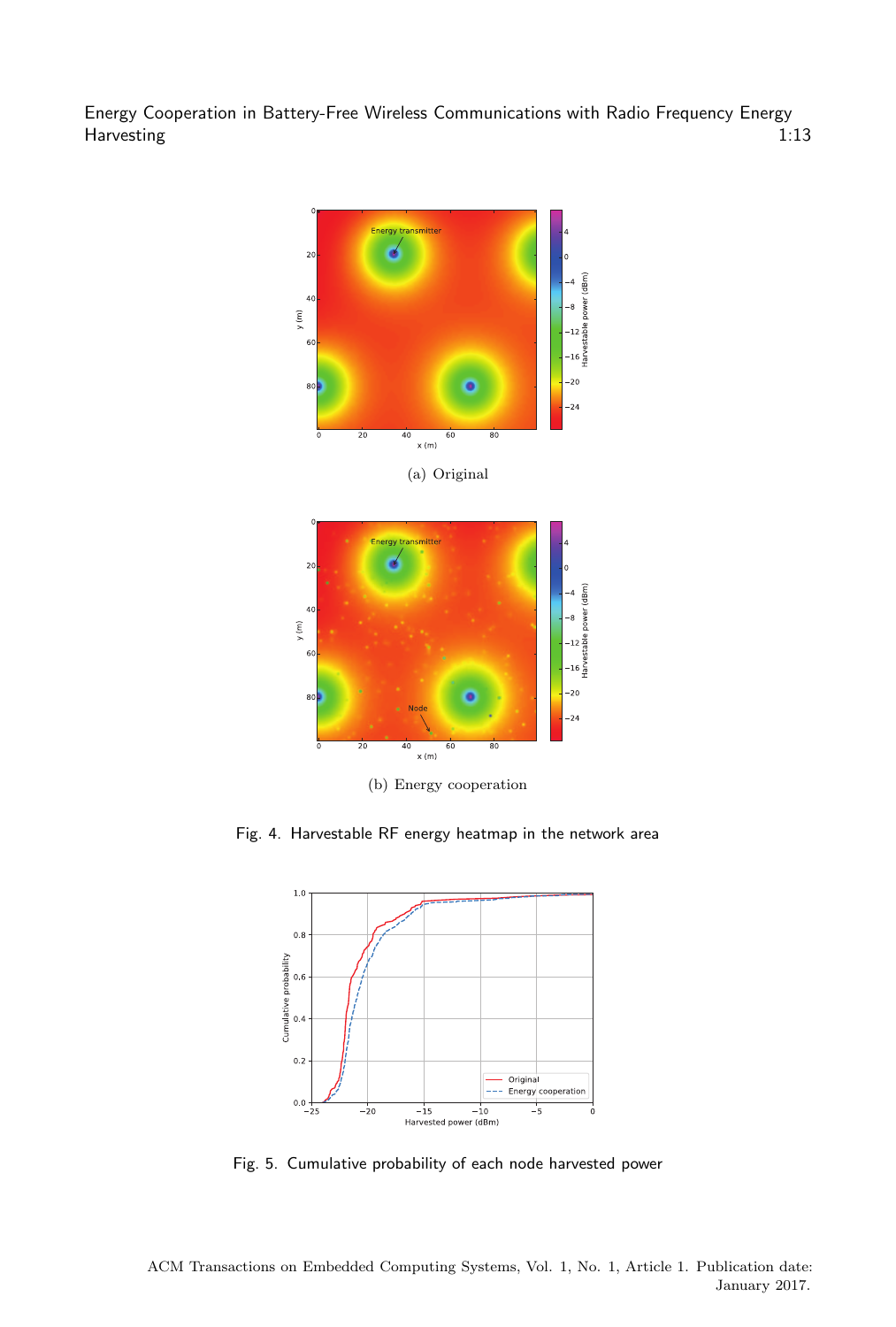(a) Original

(b) Energy cooperation

Fig. 4. Harvestable RF energy heatmap in the network area

Fig. 5. Cumulative probability of each node harvested power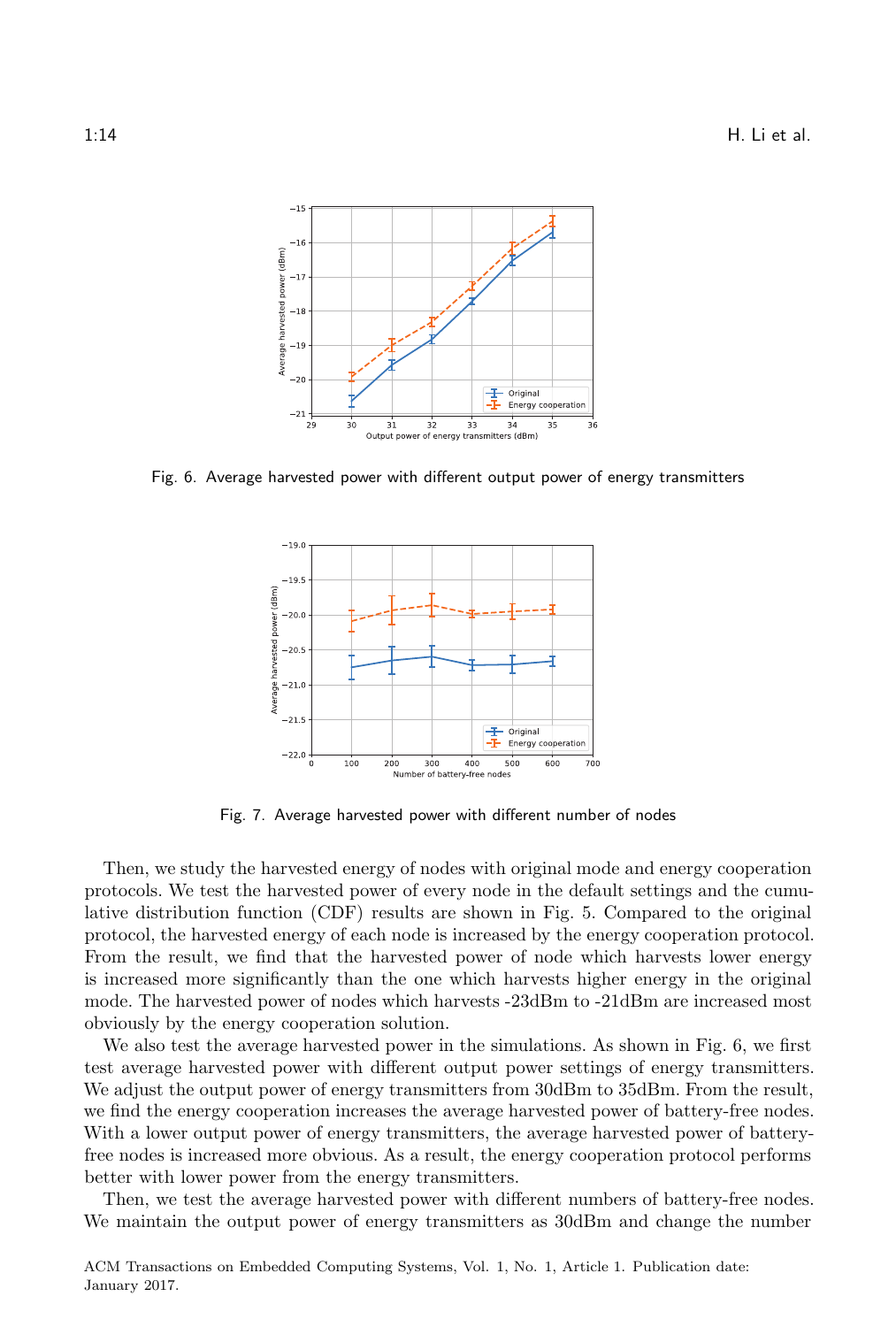Fig. 6. Average harvested power with different output power of energy transmitters

Fig. 7. Average harvested power with different number of nodes

Then, we study the harvested energy of nodes with original mode and energy cooperation protocols. We test the harvested power of every node in the default settings and the cumulative distribution function (CDF) results are shown in Fig. 5. Compared to the original protocol, the harvested energy of each node is increased by the energy cooperation protocol. From the result, we find that the harvested power of node which harvests lower energy is increased more significantly than the one which harvests higher energy in the original mode. The harvested power of nodes which harvests -23dBm to -21dBm are increased most obviously by the energy cooperation solution.

We also test the average harvested power in the simulations. As shown in Fig. 6, we first test average harvested power with different output power settings of energy transmitters. We adjust the output power of energy transmitters from 30dBm to 35dBm. From the result, we find the energy cooperation increases the average harvested power of battery-free nodes. With a lower output power of energy transmitters, the average harvested power of battery-free nodes is increased more obvious. As a result, the energy cooperation protocol performs better with lower power from the energy transmitters.

Then, we test the average harvested power with different numbers of battery-free nodes. We maintain the output power of energy transmitters as 30dBm and change the number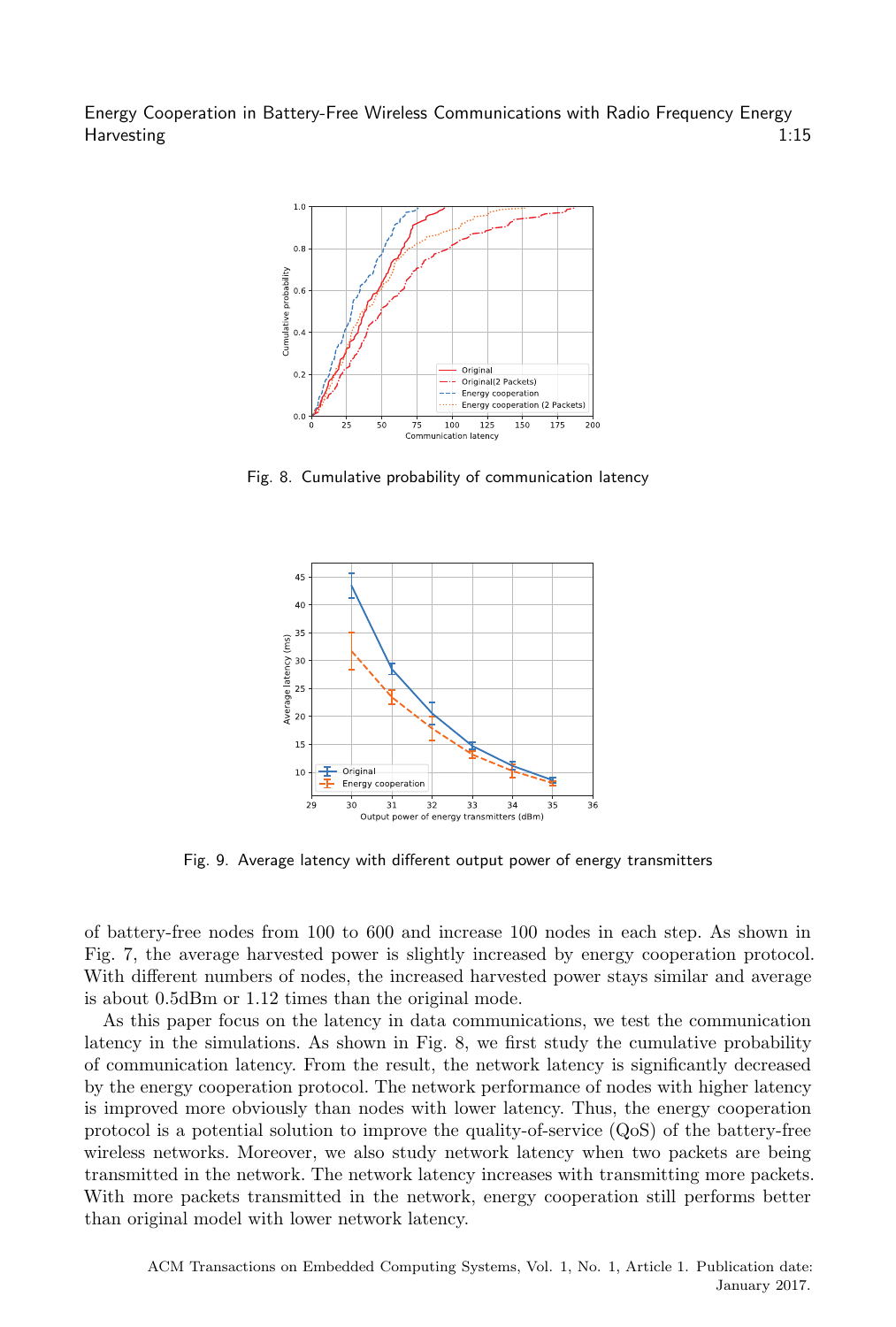Fig. 8. Cumulative probability of communication latency

Fig. 9. Average latency with different output power of energy transmitters

of battery-free nodes from 100 to 600 and increase 100 nodes in each step. As shown in Fig. 7, the average harvested power is slightly increased by energy cooperation protocol. With different numbers of nodes, the increased harvested power stays similar and average is about 0.5dBm or 1.12 times than the original mode.

As this paper focus on the latency in data communications, we test the communication latency in the simulations. As shown in Fig. 8, we first study the cumulative probability of communication latency. From the result, the network latency is significantly decreased by the energy cooperation protocol. The network performance of nodes with higher latency is improved more obviously than nodes with lower latency. Thus, the energy cooperation protocol is a potential solution to improve the quality-of-service (QoS) of the battery-free wireless networks. Moreover, we also study network latency when two packets are being transmitted in the network. The network latency increases with transmitting more packets. With more packets transmitted in the network, energy cooperation still performs better than original model with lower network latency.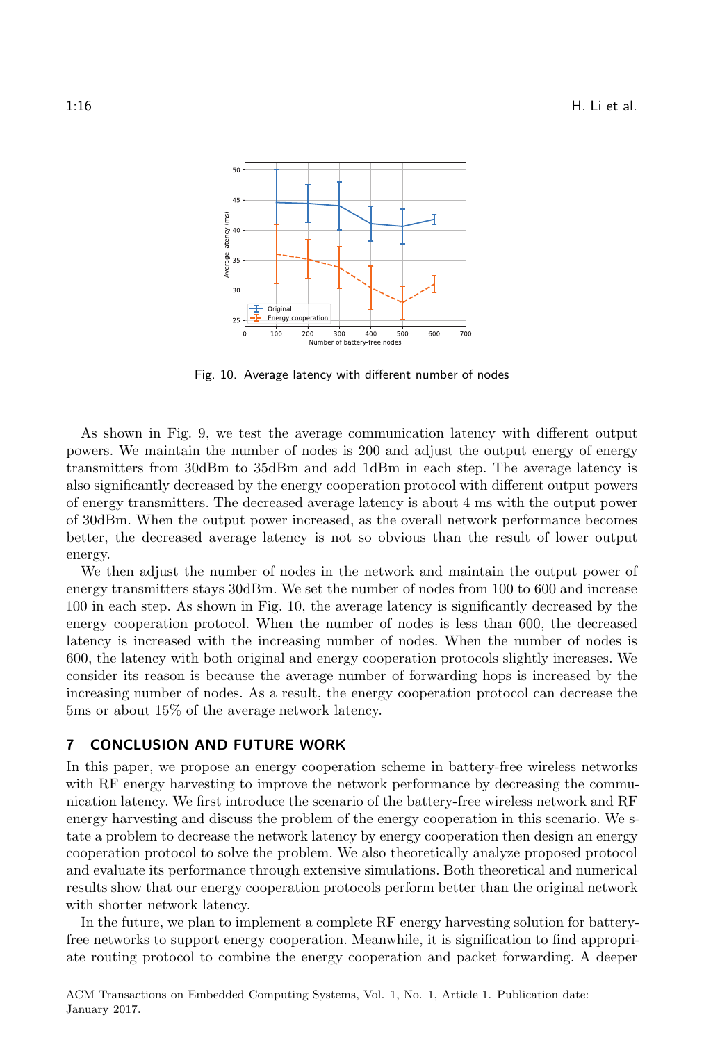Fig. 10. Average latency with different number of nodes

As shown in Fig. 9, we test the average communication latency with different output powers. We maintain the number of nodes is 200 and adjust the output energy of energy transmitters from 30dBm to 35dBm and add 1dBm in each step. The average latency is also significantly decreased by the energy cooperation protocol with different output powers of energy transmitters. The decreased average latency is about 4 ms with the output power of 30dBm. When the output power increased, as the overall network performance becomes better, the decreased average latency is not so obvious than the result of lower output energy.

We then adjust the number of nodes in the network and maintain the output power of energy transmitters stays 30dBm. We set the number of nodes from 100 to 600 and increase 100 in each step. As shown in Fig. 10, the average latency is significantly decreased by the energy cooperation protocol. When the number of nodes is less than 600, the decreased latency is increased with the increasing number of nodes. When the number of nodes is 600, the latency with both original and energy cooperation protocols slightly increases. We consider its reason is because the average number of forwarding hops is increased by the increasing number of nodes. As a result, the energy cooperation protocol can decrease the 5ms or about 15% of the average network latency.

## 7 CONCLUSION AND FUTURE WORK

In this paper, we propose an energy cooperation scheme in battery-free wireless networks with RF energy harvesting to improve the network performance by decreasing the communication latency. We first introduce the scenario of the battery-free wireless network and RF energy harvesting and discuss the problem of the energy cooperation in this scenario. We state a problem to decrease the network latency by energy cooperation then design an energy cooperation protocol to solve the problem. We also theoretically analyze proposed protocol and evaluate its performance through extensive simulations. Both theoretical and numerical results show that our energy cooperation protocols perform better than the original network with shorter network latency.

In the future, we plan to implement a complete RF energy harvesting solution for battery-free networks to support energy cooperation. Meanwhile, it is signification to find appropriate routing protocol to combine the energy cooperation and packet forwarding. A deeper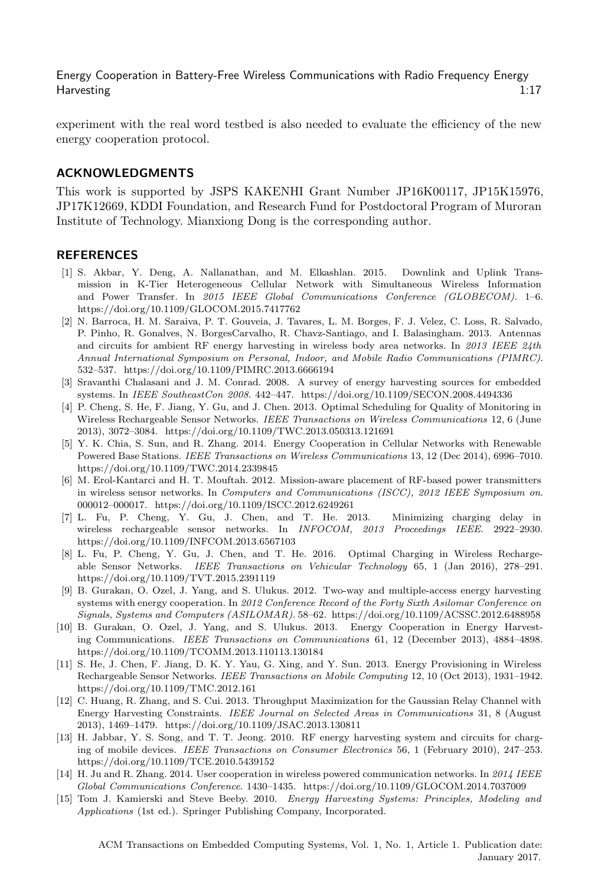experiment with the real word testbed is also needed to evaluate the efficiency of the new energy cooperation protocol.

## ACKNOWLEDGMENTS

This work is supported by JSPS KAKENHI Grant Number JP16K00117, JP15K15976, JP17K12669, KDDI Foundation, and Research Fund for Postdoctoral Program of Muroran Institute of Technology. Mianxiong Dong is the corresponding author.

## REFERENCES

- [1] S. Akbar, Y. Deng, A. Nallanathan, and M. Elkashlan. 2015. Downlink and Uplink Transmission in K-Tier Heterogeneous Cellular Network with Simultaneous Wireless Information and Power Transfer. In *2015 IEEE Global Communications Conference (GLOBECOM)*. 1–6. https://doi.org/10.1109/GLOCOM.2015.7417762
- [2] N. Barroca, H. M. Saraiva, P. T. Gouveia, J. Tavares, L. M. Borges, F. J. Velez, C. Loss, R. Salvado, P. Pinho, R. Gonalves, N. BorgesCarvalho, R. Chavz-Santiago, and I. Balasingham. 2013. Antennas and circuits for ambient RF energy harvesting in wireless body area networks. In *2013 IEEE 24th Annual International Symposium on Personal, Indoor, and Mobile Radio Communications (PIMRC)*. 532–537. https://doi.org/10.1109/PIMRC.2013.6666194
- [3] Sravanthi Chalasani and J. M. Conrad. 2008. A survey of energy harvesting sources for embedded systems. In *IEEE SoutheastCon 2008*. 442–447. https://doi.org/10.1109/SECON.2008.4494336
- [4] P. Cheng, S. He, F. Jiang, Y. Gu, and J. Chen. 2013. Optimal Scheduling for Quality of Monitoring in Wireless Rechargeable Sensor Networks. *IEEE Transactions on Wireless Communications* 12, 6 (June 2013), 3072–3084. https://doi.org/10.1109/TWC.2013.050313.121691
- [5] Y. K. Chia, S. Sun, and R. Zhang. 2014. Energy Cooperation in Cellular Networks with Renewable Powered Base Stations. *IEEE Transactions on Wireless Communications* 13, 12 (Dec 2014), 6996–7010. https://doi.org/10.1109/TWC.2014.2339845
- [6] M. Erol-Kantarci and H. T. Mouftah. 2012. Mission-aware placement of RF-based power transmitters in wireless sensor networks. In *Computers and Communications (ISCC), 2012 IEEE Symposium on*. 000012–000017. https://doi.org/10.1109/ISCC.2012.6249261
- [7] L. Fu, P. Cheng, Y. Gu, J. Chen, and T. He. 2013. Minimizing charging delay in wireless rechargeable sensor networks. In *INFOCOM, 2013 Proceedings IEEE*. 2922–2930. https://doi.org/10.1109/INFCOM.2013.6567103
- [8] L. Fu, P. Cheng, Y. Gu, J. Chen, and T. He. 2016. Optimal Charging in Wireless Rechargeable Sensor Networks. *IEEE Transactions on Vehicular Technology* 65, 1 (Jan 2016), 278–291. https://doi.org/10.1109/TVT.2015.2391119
- [9] B. Gurakan, O. Ozel, J. Yang, and S. Ulukus. 2012. Two-way and multiple-access energy harvesting systems with energy cooperation. In *2012 Conference Record of the Forty Sixth Asilomar Conference on Signals, Systems and Computers (ASILOMAR)*. 58–62. https://doi.org/10.1109/ACSSC.2012.6488958
- [10] B. Gurakan, O. Ozel, J. Yang, and S. Ulukus. 2013. Energy Cooperation in Energy Harvesting Communications. *IEEE Transactions on Communications* 61, 12 (December 2013), 4884–4898. https://doi.org/10.1109/TCOMM.2013.110113.130184
- [11] S. He, J. Chen, F. Jiang, D. K. Y. Yau, G. Xing, and Y. Sun. 2013. Energy Provisioning in Wireless Rechargeable Sensor Networks. *IEEE Transactions on Mobile Computing* 12, 10 (Oct 2013), 1931–1942. https://doi.org/10.1109/TMC.2012.161
- [12] C. Huang, R. Zhang, and S. Cui. 2013. Throughput Maximization for the Gaussian Relay Channel with Energy Harvesting Constraints. *IEEE Journal on Selected Areas in Communications* 31, 8 (August 2013), 1469–1479. https://doi.org/10.1109/JSAC.2013.130811
- [13] H. Jabbar, Y. S. Song, and T. T. Jeong. 2010. RF energy harvesting system and circuits for charging of mobile devices. *IEEE Transactions on Consumer Electronics* 56, 1 (February 2010), 247–253. https://doi.org/10.1109/TCE.2010.5439152
- [14] H. Ju and R. Zhang. 2014. User cooperation in wireless powered communication networks. In *2014 IEEE Global Communications Conference*. 1430–1435. https://doi.org/10.1109/GLOCOM.2014.7037009
- [15] Tom J. Kamierski and Steve Beeby. 2010. *Energy Harvesting Systems: Principles, Modeling and Applications* (1st ed.). Springer Publishing Company, Incorporated.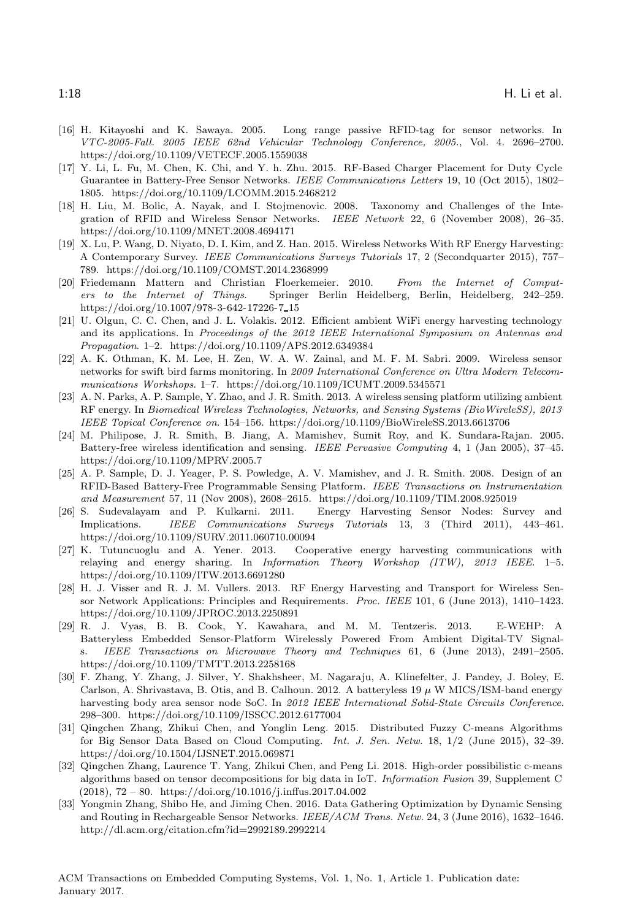[16] H. Kitayoshi and K. Sawaya. 2005. Long range passive RFID-tag for sensor networks. In *VTC-2005-Fall. 2005 IEEE 62nd Vehicular Technology Conference, 2005.*, Vol. 4. 2696–2700. https://doi.org/10.1109/VETECF.2005.1559038

[17] Y. Li, L. Fu, M. Chen, K. Chi, and Y. h. Zhu. 2015. RF-Based Charger Placement for Duty Cycle Guarantee in Battery-Free Sensor Networks. *IEEE Communications Letters* 19, 10 (Oct 2015), 1802–1805. https://doi.org/10.1109/LCOMM.2015.2468212

[18] H. Liu, M. Bolic, A. Nayak, and I. Stojmenovic. 2008. Taxonomy and Challenges of the Integration of RFID and Wireless Sensor Networks. *IEEE Network* 22, 6 (November 2008), 26–35. https://doi.org/10.1109/MNET.2008.4694171

[19] X. Lu, P. Wang, D. Niyato, D. I. Kim, and Z. Han. 2015. Wireless Networks With RF Energy Harvesting: A Contemporary Survey. *IEEE Communications Surveys Tutorials* 17, 2 (Secondquarter 2015), 757–789. https://doi.org/10.1109/COMST.2014.2368999

[20] Friedemann Mattern and Christian Floerkemeier. 2010. *From the Internet of Computers to the Internet of Things*. Springer Berlin Heidelberg, Berlin, Heidelberg, 242–259. https://doi.org/10.1007/978-3-642-17226-7_15

[21] U. Olgun, C. C. Chen, and J. L. Volakis. 2012. Efficient ambient WiFi energy harvesting technology and its applications. In *Proceedings of the 2012 IEEE International Symposium on Antennas and Propagation*. 1–2. https://doi.org/10.1109/APS.2012.6349384

[22] A. K. Othman, K. M. Lee, H. Zen, W. A. W. Zainal, and M. F. M. Sabri. 2009. Wireless sensor networks for swift bird farms monitoring. In *2009 International Conference on Ultra Modern Telecommunications Workshops*. 1–7. https://doi.org/10.1109/ICUMT.2009.5345571

[23] A. N. Parks, A. P. Sample, Y. Zhao, and J. R. Smith. 2013. A wireless sensing platform utilizing ambient RF energy. In *Biomedical Wireless Technologies, Networks, and Sensing Systems (BioWireleSS), 2013 IEEE Topical Conference on*. 154–156. https://doi.org/10.1109/BioWireleSS.2013.6613706

[24] M. Philipose, J. R. Smith, B. Jiang, A. Mamishev, Sumit Roy, and K. Sundara-Rajan. 2005. Battery-free wireless identification and sensing. *IEEE Pervasive Computing* 4, 1 (Jan 2005), 37–45. https://doi.org/10.1109/MPRV.2005.7

[25] A. P. Sample, D. J. Yeager, P. S. Powledge, A. V. Mamishev, and J. R. Smith. 2008. Design of an RFID-Based Battery-Free Programmable Sensing Platform. *IEEE Transactions on Instrumentation and Measurement* 57, 11 (Nov 2008), 2608–2615. https://doi.org/10.1109/TIM.2008.925019

[26] S. Sudevalayam and P. Kulkarni. 2011. Energy Harvesting Sensor Nodes: Survey and Implications. *IEEE Communications Surveys Tutorials* 13, 3 (Third 2011), 443–461. https://doi.org/10.1109/SURV.2011.060710.00094

[27] K. Tutuncuoglu and A. Yener. 2013. Cooperative energy harvesting communications with relaying and energy sharing. In *Information Theory Workshop (ITW), 2013 IEEE*. 1–5. https://doi.org/10.1109/ITW.2013.6691280

[28] H. J. Visser and R. J. M. Vullers. 2013. RF Energy Harvesting and Transport for Wireless Sensor Network Applications: Principles and Requirements. *Proc. IEEE* 101, 6 (June 2013), 1410–1423. https://doi.org/10.1109/JPROC.2013.2250891

[29] R. J. Vyas, B. B. Cook, Y. Kawahara, and M. M. Tentzeris. 2013. E-WEHP: A Batteryless Embedded Sensor-Platform Wirelessly Powered From Ambient Digital-TV Signals. *IEEE Transactions on Microwave Theory and Techniques* 61, 6 (June 2013), 2491–2505. https://doi.org/10.1109/TMTT.2013.2258168

[30] F. Zhang, Y. Zhang, J. Silver, Y. Shakhsheer, M. Nagaraju, A. Klinefelter, J. Pandey, J. Boley, E. Carlson, A. Shrivastava, B. Otis, and B. Calhoun. 2012. A batteryless 19 $\mu$ W MICS/ISM-band energy harvesting body area sensor node SoC. In *2012 IEEE International Solid-State Circuits Conference*. 298–300. https://doi.org/10.1109/ISSCC.2012.6177004

[31] Qingchen Zhang, Zhikui Chen, and Yonglin Leng. 2015. Distributed Fuzzy C-means Algorithms for Big Sensor Data Based on Cloud Computing. *Int. J. Sen. Netw.* 18, 1/2 (June 2015), 32–39. https://doi.org/10.1504/IJSNET.2015.069871

[32] Qingchen Zhang, Laurence T. Yang, Zhikui Chen, and Peng Li. 2018. High-order possibilistic c-means algorithms based on tensor decompositions for big data in IoT. *Information Fusion* 39, Supplement C (2018), 72 – 80. https://doi.org/10.1016/j.inffus.2017.04.002

[33] Yongmin Zhang, Shibo He, and Jiming Chen. 2016. Data Gathering Optimization by Dynamic Sensing and Routing in Rechargeable Sensor Networks. *IEEE/ACM Trans. Netw.* 24, 3 (June 2016), 1632–1646. http://dl.acm.org/citation.cfm?id=2992189.2992214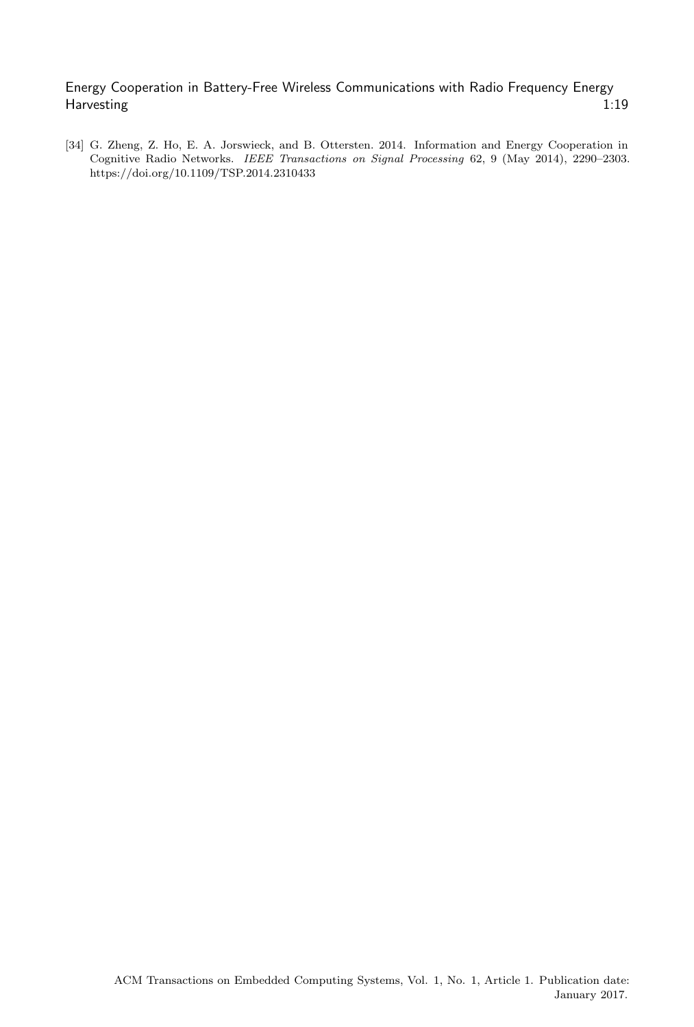[34] G. Zheng, Z. Ho, E. A. Jorswieck, and B. Ottersten. 2014. Information and Energy Cooperation in Cognitive Radio Networks. *IEEE Transactions on Signal Processing* 62, 9 (May 2014), 2290–2303. https://doi.org/10.1109/TSP.2014.2310433